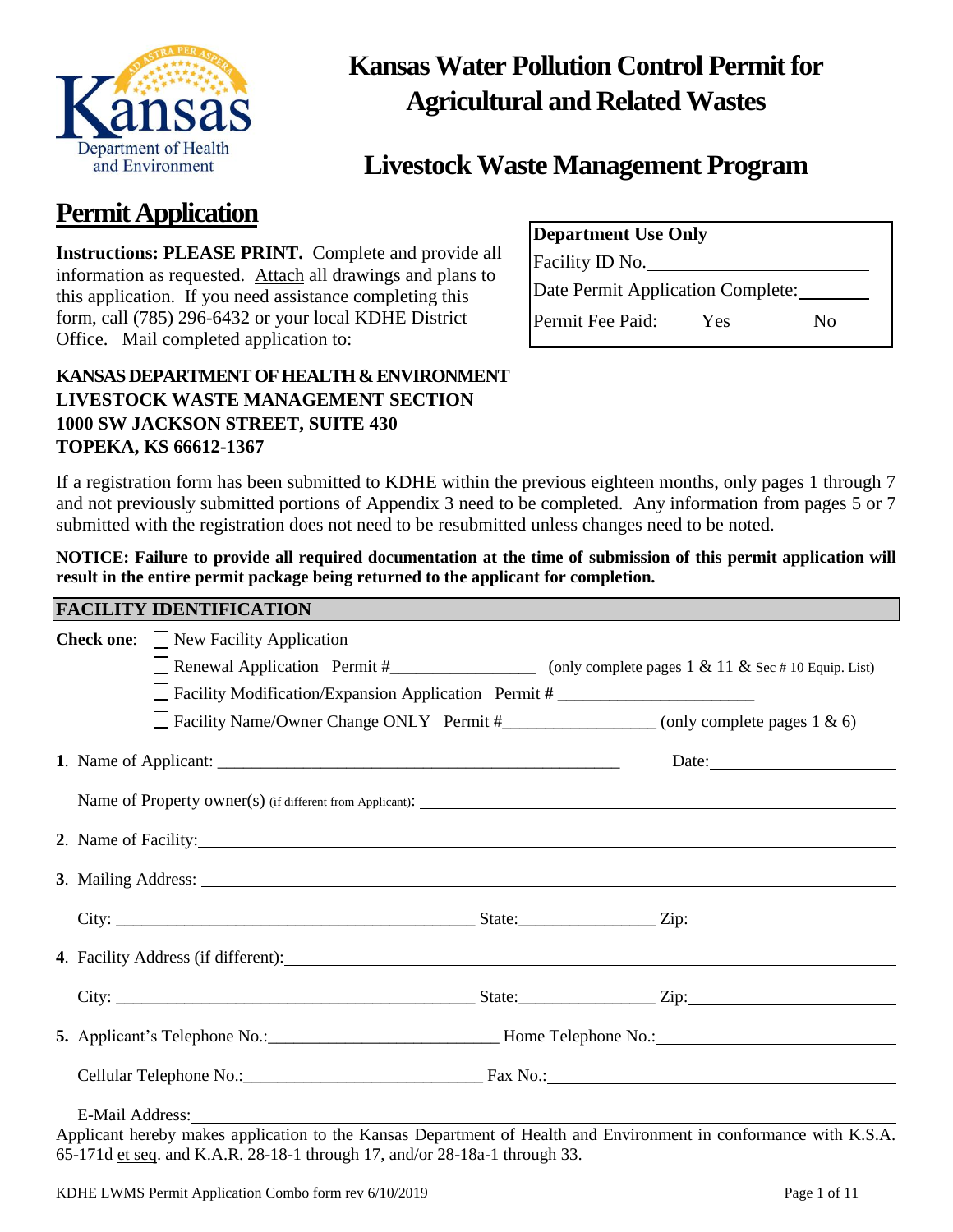# Kansas Water Pollution Control Permit for Agricultural and Related Wastes

## Livestock Waste Management Program

## Permit Application

**Instructions: PLEASE PRINT.** Complete and provide all information as requested. Attach all drawings and plans to this application. If you need assistance completing this form, call (785) 296-6432 or your local KDHE District Office. Mail completed application to:

**KANSAS DEPARTMENT OF HEALTH & ENVIRONMENT**
**LIVESTOCK WASTE MANAGEMENT SECTION**
**1000 SW JACKSON STREET, SUITE 430**
**TOPEKA, KS 66612-1367**

| **Department Use Only** | | |
|---|---|---|
| Facility ID No.\_\_\_\_\_\_\_\_\_\_\_\_\_\_\_\_ | | |
| Date Permit Application Complete:\_\_\_\_\_\_\_\_ | | |
| Permit Fee Paid: | Yes | No |

If a registration form has been submitted to KDHE within the previous eighteen months, only pages 1 through 7 and not previously submitted portions of Appendix 3 need to be completed. Any information from pages 5 or 7 submitted with the registration does not need to be resubmitted unless changes need to be noted.

**NOTICE: Failure to provide all required documentation at the time of submission of this permit application will result in the entire permit package being returned to the applicant for completion.**

## FACILITY IDENTIFICATION

**Check one**:
- ☐ New Facility Application
- ☐ Renewal Application Permit #\_\_\_\_\_\_\_\_\_\_\_\_\_\_\_\_ (only complete pages 1 & 11 & Sec # 10 Equip. List)
- ☐ Facility Modification/Expansion Application Permit # \_\_\_\_\_\_\_\_\_\_\_\_\_\_\_\_\_\_\_\_\_\_
- ☐ Facility Name/Owner Change ONLY Permit #\_\_\_\_\_\_\_\_\_\_\_\_\_\_\_\_\_ (only complete pages 1 & 6)

**1**. Name of Applicant: \_\_\_\_\_\_\_\_\_\_\_\_\_\_\_\_\_\_\_\_\_\_\_\_\_\_\_\_\_\_\_\_\_\_\_\_\_\_\_\_\_\_\_\_\_ Date:\_\_\_\_\_\_\_\_\_\_\_\_\_\_\_\_\_\_\_\_

Name of Property owner(s) (if different from Applicant): \_\_\_\_\_\_\_\_\_\_\_\_\_\_\_\_\_\_\_\_\_\_\_\_\_\_\_\_\_\_\_\_\_\_\_\_\_\_\_\_\_\_\_\_\_\_

**2**. Name of Facility:\_\_\_\_\_\_\_\_\_\_\_\_\_\_\_\_\_\_\_\_\_\_\_\_\_\_\_\_\_\_\_\_\_\_\_\_\_\_\_\_\_\_\_\_\_\_\_\_\_\_\_\_\_\_\_\_\_\_\_\_\_\_\_\_\_\_\_\_\_\_\_

**3**. Mailing Address: \_\_\_\_\_\_\_\_\_\_\_\_\_\_\_\_\_\_\_\_\_\_\_\_\_\_\_\_\_\_\_\_\_\_\_\_\_\_\_\_\_\_\_\_\_\_\_\_\_\_\_\_\_\_\_\_\_\_\_\_\_\_\_\_\_\_\_\_\_\_

City: \_\_\_\_\_\_\_\_\_\_\_\_\_\_\_\_\_\_\_\_\_\_\_\_\_\_\_\_\_\_\_\_\_\_\_\_\_\_\_\_ State:\_\_\_\_\_\_\_\_\_\_\_\_\_\_\_ Zip:\_\_\_\_\_\_\_\_\_\_\_\_\_\_\_\_\_\_\_\_\_\_

**4**. Facility Address (if different):\_\_\_\_\_\_\_\_\_\_\_\_\_\_\_\_\_\_\_\_\_\_\_\_\_\_\_\_\_\_\_\_\_\_\_\_\_\_\_\_\_\_\_\_\_\_\_\_\_\_\_\_\_\_\_\_\_\_\_\_\_

City: \_\_\_\_\_\_\_\_\_\_\_\_\_\_\_\_\_\_\_\_\_\_\_\_\_\_\_\_\_\_\_\_\_\_\_\_\_\_\_\_ State:\_\_\_\_\_\_\_\_\_\_\_\_\_\_\_ Zip:\_\_\_\_\_\_\_\_\_\_\_\_\_\_\_\_\_\_\_\_\_\_

**5.** Applicant's Telephone No.:\_\_\_\_\_\_\_\_\_\_\_\_\_\_\_\_\_\_\_\_\_\_\_\_\_ Home Telephone No.:\_\_\_\_\_\_\_\_\_\_\_\_\_\_\_\_\_\_\_\_\_\_\_\_\_

Cellular Telephone No.:\_\_\_\_\_\_\_\_\_\_\_\_\_\_\_\_\_\_\_\_\_\_\_\_\_\_ Fax No.:\_\_\_\_\_\_\_\_\_\_\_\_\_\_\_\_\_\_\_\_\_\_\_\_\_\_\_\_\_\_\_\_\_\_\_\_

E-Mail Address:\_\_\_\_\_\_\_\_\_\_\_\_\_\_\_\_\_\_\_\_\_\_\_\_\_\_\_\_\_\_\_\_\_\_\_\_\_\_\_\_\_\_\_\_\_\_\_\_\_\_\_\_\_\_\_\_\_\_\_\_\_\_\_\_\_\_\_\_\_\_\_\_\_\_

Applicant hereby makes application to the Kansas Department of Health and Environment in conformance with K.S.A. 65-171d et seq. and K.A.R. 28-18-1 through 17, and/or 28-18a-1 through 33.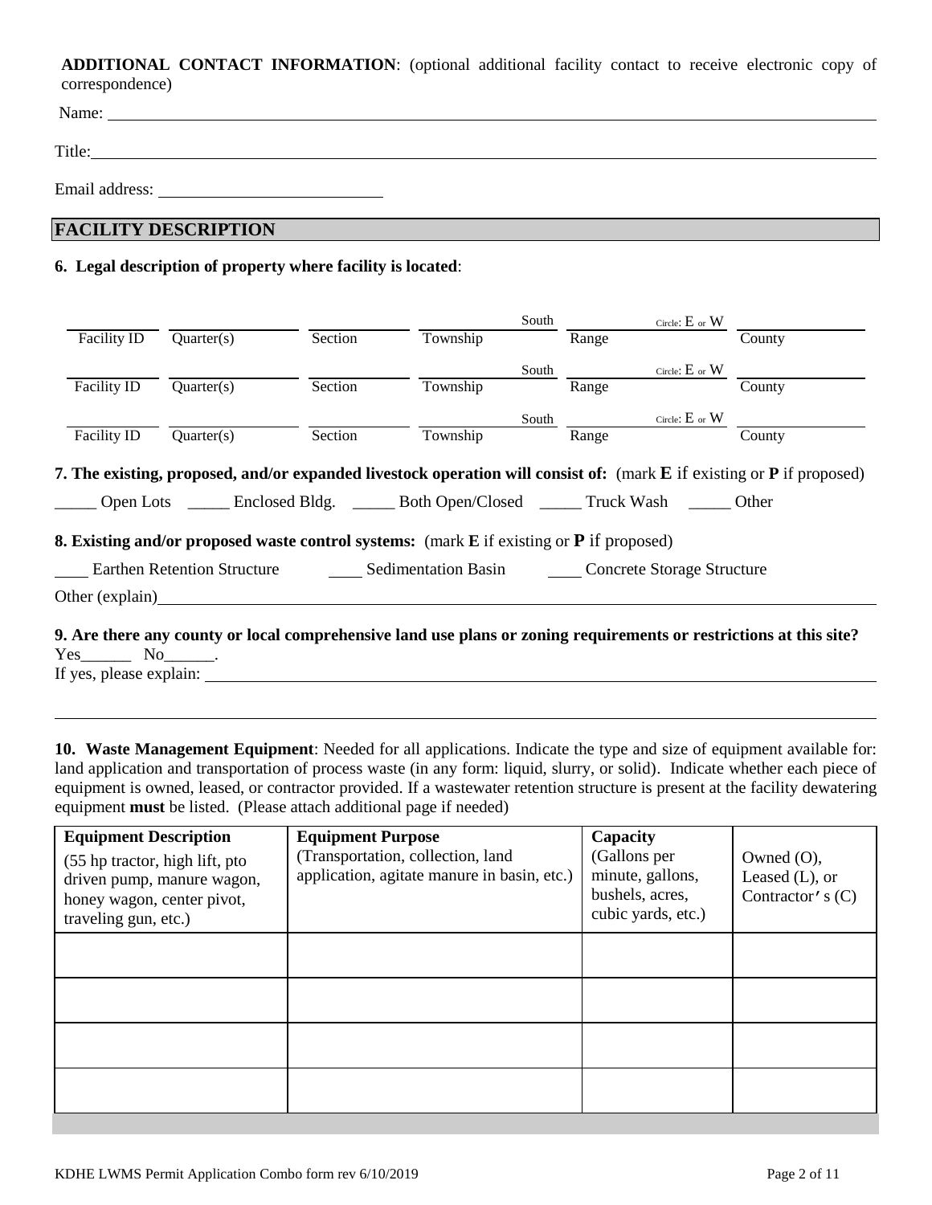**ADDITIONAL CONTACT INFORMATION**: (optional additional facility contact to receive electronic copy of correspondence)

Name: ______________________________

Title: ______________________________

Email address: ______________________________

## FACILITY DESCRIPTION

**6. Legal description of property where facility is located**:

| Facility ID | Quarter(s) | Section | Township South | Range Circle: E or W | County |
|---|---|---|---|---|---|
| | | | | | |
| | | | | | |
| | | | | | |

**7. The existing, proposed, and/or expanded livestock operation will consist of:** (mark **E** if existing or **P** if proposed)

_____ Open Lots _____ Enclosed Bldg. _____ Both Open/Closed _____ Truck Wash _____ Other

**8. Existing and/or proposed waste control systems:** (mark **E** if existing or **P** if proposed)

____ Earthen Retention Structure ____ Sedimentation Basin ____ Concrete Storage Structure

Other (explain) ______________________________

**9. Are there any county or local comprehensive land use plans or zoning requirements or restrictions at this site?**
Yes______ No______.
If yes, please explain: ______________________________

**10. Waste Management Equipment**: Needed for all applications. Indicate the type and size of equipment available for: land application and transportation of process waste (in any form: liquid, slurry, or solid). Indicate whether each piece of equipment is owned, leased, or contractor provided. If a wastewater retention structure is present at the facility dewatering equipment **must** be listed. (Please attach additional page if needed)

| **Equipment Description** (55 hp tractor, high lift, pto driven pump, manure wagon, honey wagon, center pivot, traveling gun, etc.) | **Equipment Purpose** (Transportation, collection, land application, agitate manure in basin, etc.) | **Capacity** (Gallons per minute, gallons, bushels, acres, cubic yards, etc.) | Owned (O), Leased (L), or Contractor's (C) |
|---|---|---|---|
| | | | |
| | | | |
| | | | |
| | | | |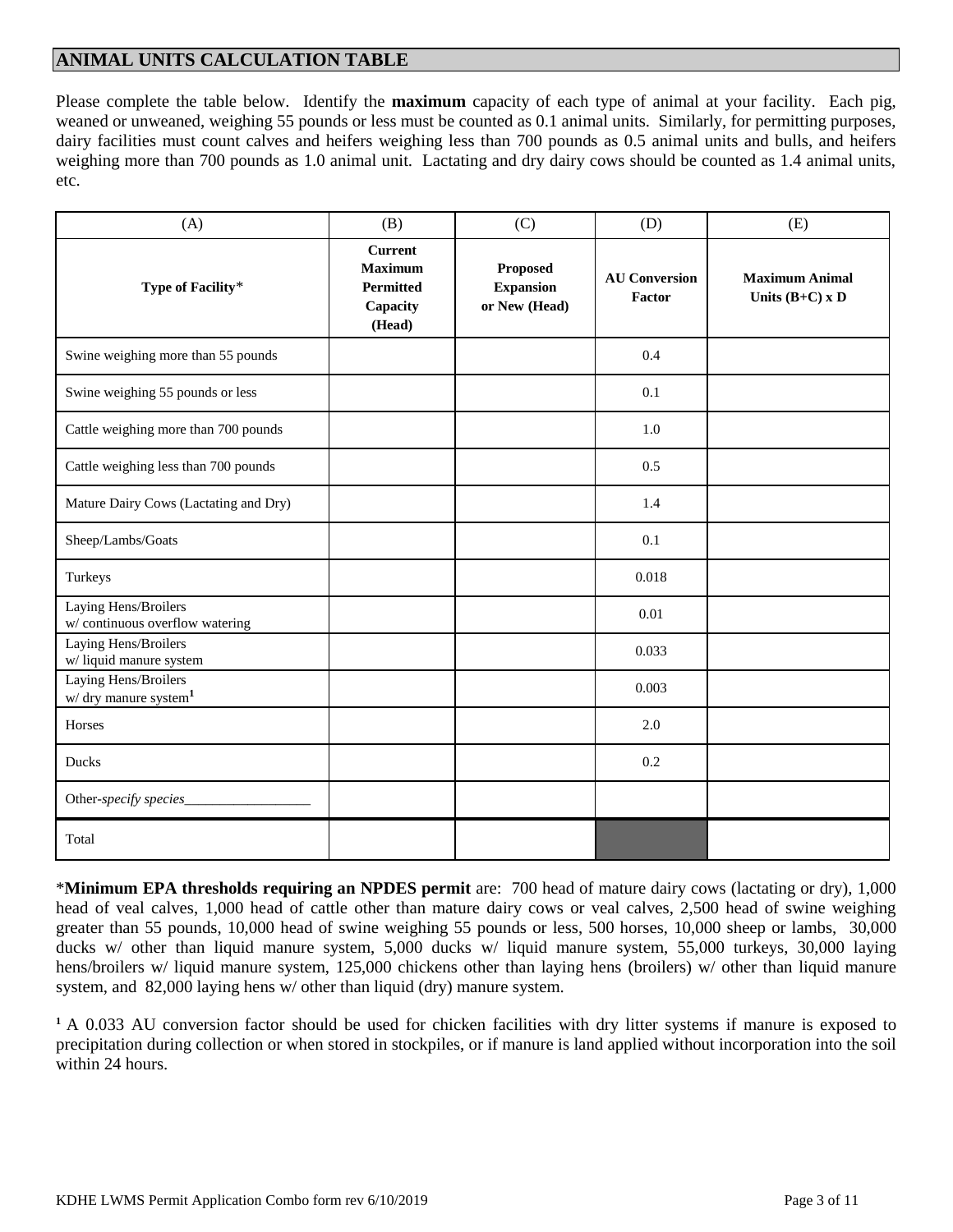## ANIMAL UNITS CALCULATION TABLE

Please complete the table below. Identify the **maximum** capacity of each type of animal at your facility. Each pig, weaned or unweaned, weighing 55 pounds or less must be counted as 0.1 animal units. Similarly, for permitting purposes, dairy facilities must count calves and heifers weighing less than 700 pounds as 0.5 animal units and bulls, and heifers weighing more than 700 pounds as 1.0 animal unit. Lactating and dry dairy cows should be counted as 1.4 animal units, etc.

| (A) | (B) | (C) | (D) | (E) |
|---|---|---|---|---|
| **Type of Facility*** | **Current Maximum Permitted Capacity (Head)** | **Proposed Expansion or New (Head)** | **AU Conversion Factor** | **Maximum Animal Units (B+C) x D** |
| Swine weighing more than 55 pounds | | | 0.4 | |
| Swine weighing 55 pounds or less | | | 0.1 | |
| Cattle weighing more than 700 pounds | | | 1.0 | |
| Cattle weighing less than 700 pounds | | | 0.5 | |
| Mature Dairy Cows (Lactating and Dry) | | | 1.4 | |
| Sheep/Lambs/Goats | | | 0.1 | |
| Turkeys | | | 0.018 | |
| Laying Hens/Broilers w/ continuous overflow watering | | | 0.01 | |
| Laying Hens/Broilers w/ liquid manure system | | | 0.033 | |
| Laying Hens/Broilers w/ dry manure system[1] | | | 0.003 | |
| Horses | | | 2.0 | |
| Ducks | | | 0.2 | |
| Other-*specify species*__________________ | | | | |
| Total | | | | |

***Minimum EPA thresholds requiring an NPDES permit** are: 700 head of mature dairy cows (lactating or dry), 1,000 head of veal calves, 1,000 head of cattle other than mature dairy cows or veal calves, 2,500 head of swine weighing greater than 55 pounds, 10,000 head of swine weighing 55 pounds or less, 500 horses, 10,000 sheep or lambs, 30,000 ducks w/ other than liquid manure system, 5,000 ducks w/ liquid manure system, 55,000 turkeys, 30,000 laying hens/broilers w/ liquid manure system, 125,000 chickens other than laying hens (broilers) w/ other than liquid manure system, and 82,000 laying hens w/ other than liquid (dry) manure system.

[1] A 0.033 AU conversion factor should be used for chicken facilities with dry litter systems if manure is exposed to precipitation during collection or when stored in stockpiles, or if manure is land applied without incorporation into the soil within 24 hours.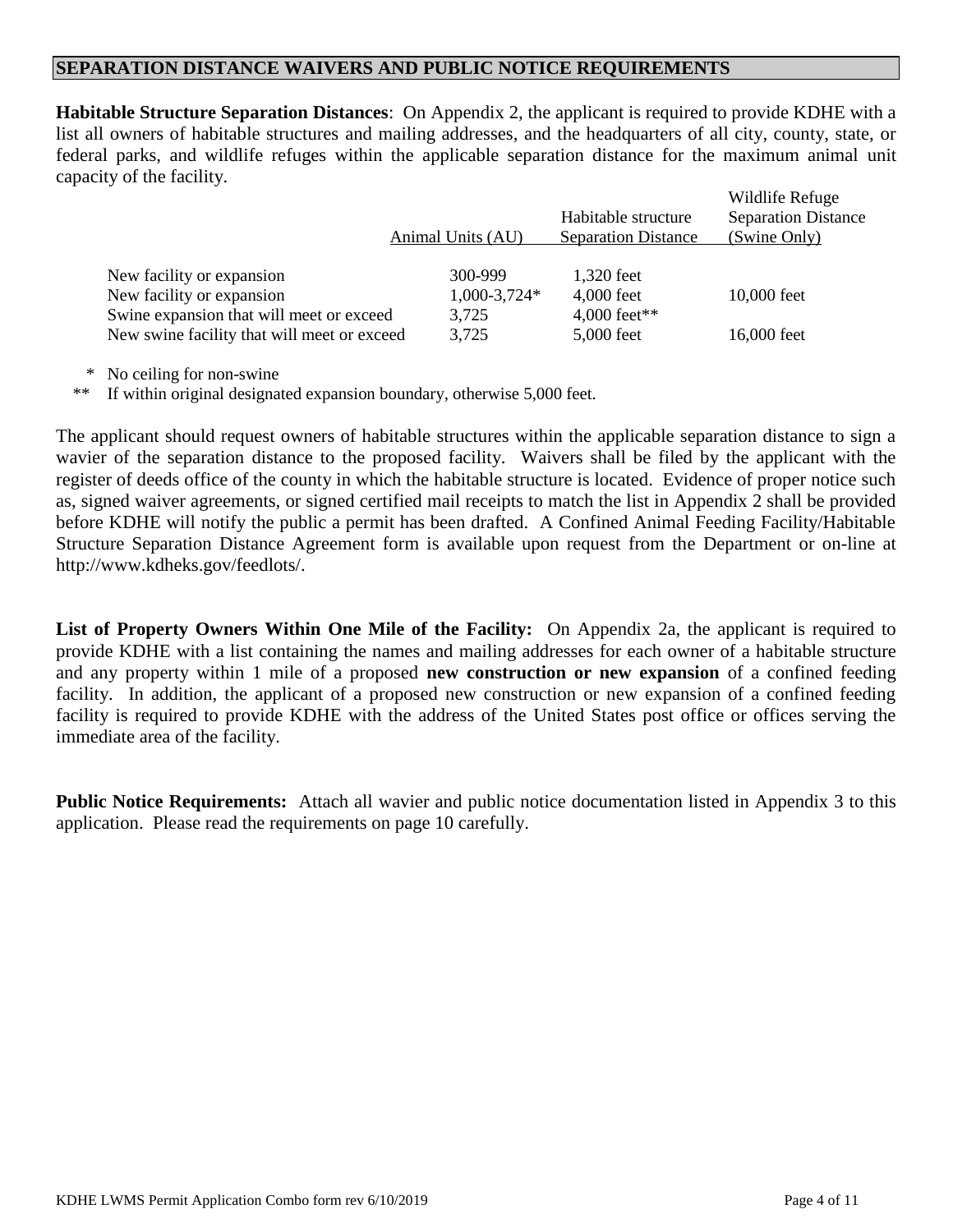## SEPARATION DISTANCE WAIVERS AND PUBLIC NOTICE REQUIREMENTS

**Habitable Structure Separation Distances**: On Appendix 2, the applicant is required to provide KDHE with a list all owners of habitable structures and mailing addresses, and the headquarters of all city, county, state, or federal parks, and wildlife refuges within the applicable separation distance for the maximum animal unit capacity of the facility.

| | Animal Units (AU) | Habitable structure Separation Distance | Wildlife Refuge Separation Distance (Swine Only) |
|---|---|---|---|
| New facility or expansion | 300-999 | 1,320 feet | |
| New facility or expansion | 1,000-3,724* | 4,000 feet | 10,000 feet |
| Swine expansion that will meet or exceed | 3,725 | 4,000 feet** | |
| New swine facility that will meet or exceed | 3,725 | 5,000 feet | 16,000 feet |

\* No ceiling for non-swine

\*\* If within original designated expansion boundary, otherwise 5,000 feet.

The applicant should request owners of habitable structures within the applicable separation distance to sign a wavier of the separation distance to the proposed facility. Waivers shall be filed by the applicant with the register of deeds office of the county in which the habitable structure is located. Evidence of proper notice such as, signed waiver agreements, or signed certified mail receipts to match the list in Appendix 2 shall be provided before KDHE will notify the public a permit has been drafted. A Confined Animal Feeding Facility/Habitable Structure Separation Distance Agreement form is available upon request from the Department or on-line at http://www.kdheks.gov/feedlots/.

**List of Property Owners Within One Mile of the Facility:** On Appendix 2a, the applicant is required to provide KDHE with a list containing the names and mailing addresses for each owner of a habitable structure and any property within 1 mile of a proposed **new construction or new expansion** of a confined feeding facility. In addition, the applicant of a proposed new construction or new expansion of a confined feeding facility is required to provide KDHE with the address of the United States post office or offices serving the immediate area of the facility.

**Public Notice Requirements:** Attach all wavier and public notice documentation listed in Appendix 3 to this application. Please read the requirements on page 10 carefully.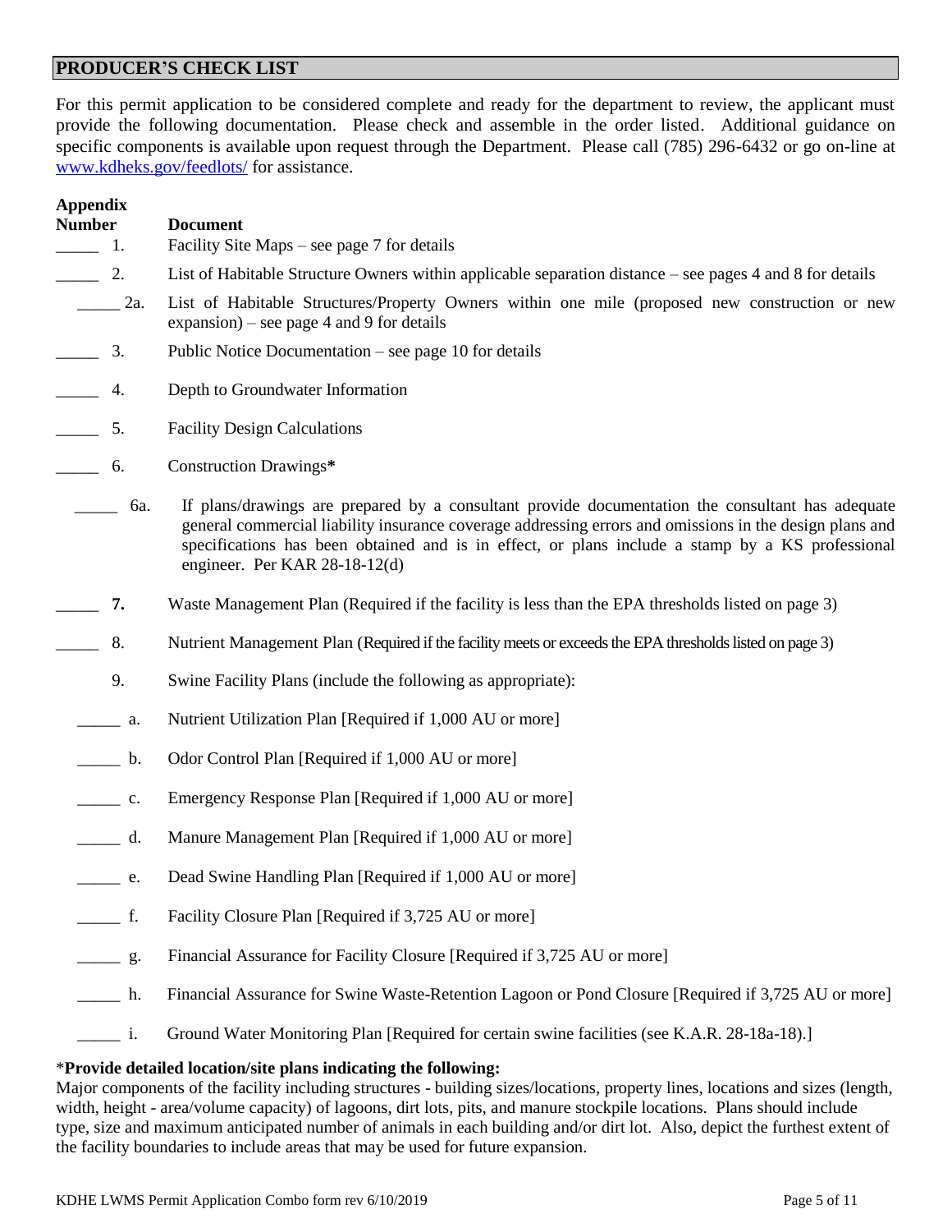## PRODUCER'S CHECK LIST

For this permit application to be considered complete and ready for the department to review, the applicant must provide the following documentation. Please check and assemble in the order listed. Additional guidance on specific components is available upon request through the Department. Please call (785) 296-6432 or go on-line at [www.kdheks.gov/feedlots/](http://www.kdheks.gov/feedlots/) for assistance.

| | Appendix Number | Document |
|---|---|---|
| _____ | 1. | Facility Site Maps – see page 7 for details |
| _____ | 2. | List of Habitable Structure Owners within applicable separation distance – see pages 4 and 8 for details |
| _____ | 2a. | List of Habitable Structures/Property Owners within one mile (proposed new construction or new expansion) – see page 4 and 9 for details |
| _____ | 3. | Public Notice Documentation – see page 10 for details |
| _____ | 4. | Depth to Groundwater Information |
| _____ | 5. | Facility Design Calculations |
| _____ | 6. | Construction Drawings* |
| _____ | 6a. | If plans/drawings are prepared by a consultant provide documentation the consultant has adequate general commercial liability insurance coverage addressing errors and omissions in the design plans and specifications has been obtained and is in effect, or plans include a stamp by a KS professional engineer. Per KAR 28-18-12(d) |
| _____ | **7.** | Waste Management Plan (Required if the facility is less than the EPA thresholds listed on page 3) |
| _____ | 8. | Nutrient Management Plan (Required if the facility meets or exceeds the EPA thresholds listed on page 3) |
| | 9. | Swine Facility Plans (include the following as appropriate): |
| _____ | a. | Nutrient Utilization Plan [Required if 1,000 AU or more] |
| _____ | b. | Odor Control Plan [Required if 1,000 AU or more] |
| _____ | c. | Emergency Response Plan [Required if 1,000 AU or more] |
| _____ | d. | Manure Management Plan [Required if 1,000 AU or more] |
| _____ | e. | Dead Swine Handling Plan [Required if 1,000 AU or more] |
| _____ | f. | Facility Closure Plan [Required if 3,725 AU or more] |
| _____ | g. | Financial Assurance for Facility Closure [Required if 3,725 AU or more] |
| _____ | h. | Financial Assurance for Swine Waste-Retention Lagoon or Pond Closure [Required if 3,725 AU or more] |
| _____ | i. | Ground Water Monitoring Plan [Required for certain swine facilities (see K.A.R. 28-18a-18).] |

*__Provide detailed location/site plans indicating the following:__
Major components of the facility including structures - building sizes/locations, property lines, locations and sizes (length, width, height - area/volume capacity) of lagoons, dirt lots, pits, and manure stockpile locations. Plans should include type, size and maximum anticipated number of animals in each building and/or dirt lot. Also, depict the furthest extent of the facility boundaries to include areas that may be used for future expansion.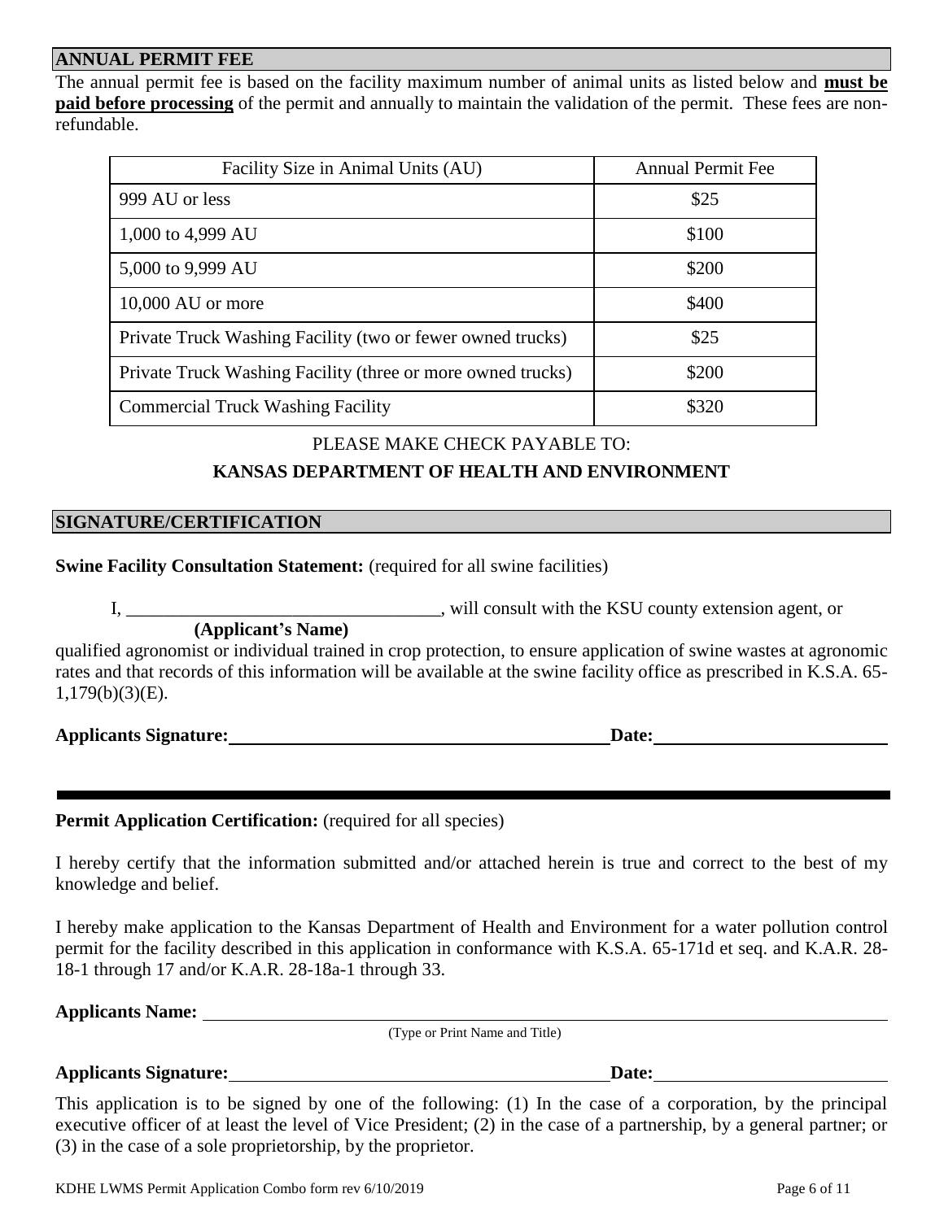## ANNUAL PERMIT FEE

The annual permit fee is based on the facility maximum number of animal units as listed below and **must be paid before processing** of the permit and annually to maintain the validation of the permit. These fees are non-refundable.

| Facility Size in Animal Units (AU) | Annual Permit Fee |
| --- | --- |
| 999 AU or less | $25 |
| 1,000 to 4,999 AU | $100 |
| 5,000 to 9,999 AU | $200 |
| 10,000 AU or more | $400 |
| Private Truck Washing Facility (two or fewer owned trucks) | $25 |
| Private Truck Washing Facility (three or more owned trucks) | $200 |
| Commercial Truck Washing Facility | $320 |

PLEASE MAKE CHECK PAYABLE TO:

**KANSAS DEPARTMENT OF HEALTH AND ENVIRONMENT**

## SIGNATURE/CERTIFICATION

**Swine Facility Consultation Statement:** (required for all swine facilities)

I, ___________________________________, will consult with the KSU county extension agent, or
**(Applicant's Name)**
qualified agronomist or individual trained in crop protection, to ensure application of swine wastes at agronomic rates and that records of this information will be available at the swine facility office as prescribed in K.S.A. 65-1,179(b)(3)(E).

**Applicants Signature:** ____________________________________________ **Date:** __________________________

---

**Permit Application Certification:** (required for all species)

I hereby certify that the information submitted and/or attached herein is true and correct to the best of my knowledge and belief.

I hereby make application to the Kansas Department of Health and Environment for a water pollution control permit for the facility described in this application in conformance with K.S.A. 65-171d et seq. and K.A.R. 28-18-1 through 17 and/or K.A.R. 28-18a-1 through 33.

**Applicants Name:** ______________________________________________________________________
(Type or Print Name and Title)

**Applicants Signature:** ____________________________________________ **Date:** __________________________

This application is to be signed by one of the following: (1) In the case of a corporation, by the principal executive officer of at least the level of Vice President; (2) in the case of a partnership, by a general partner; or (3) in the case of a sole proprietorship, by the proprietor.

KDHE LWMS Permit Application Combo form rev 6/10/2019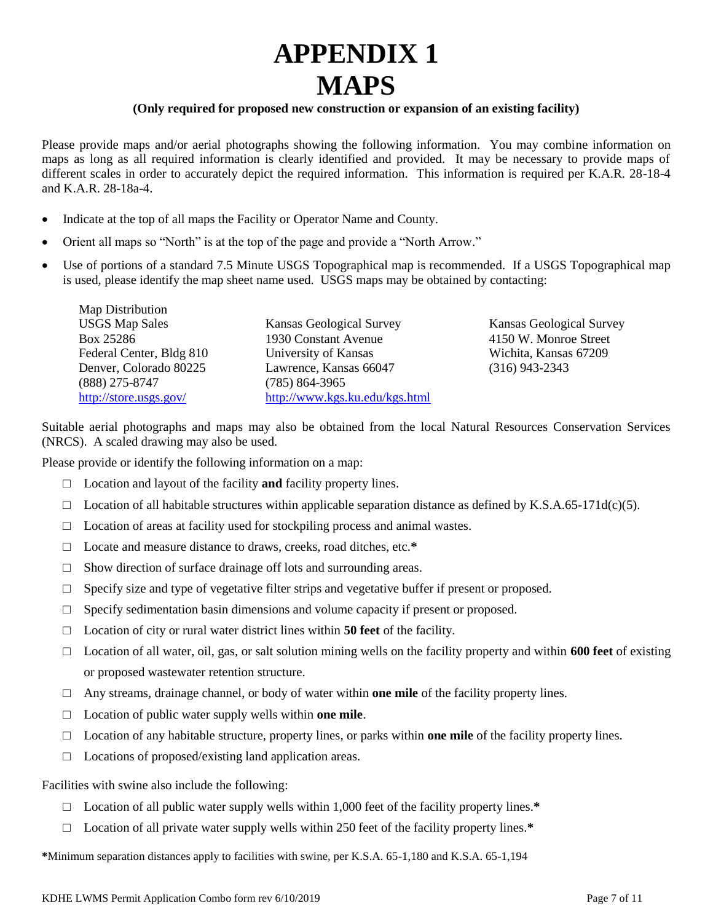# APPENDIX 1
# MAPS

**(Only required for proposed new construction or expansion of an existing facility)**

Please provide maps and/or aerial photographs showing the following information. You may combine information on maps as long as all required information is clearly identified and provided. It may be necessary to provide maps of different scales in order to accurately depict the required information. This information is required per K.A.R. 28-18-4 and K.A.R. 28-18a-4.

- Indicate at the top of all maps the Facility or Operator Name and County.
- Orient all maps so "North" is at the top of the page and provide a "North Arrow."
- Use of portions of a standard 7.5 Minute USGS Topographical map is recommended. If a USGS Topographical map is used, please identify the map sheet name used. USGS maps may be obtained by contacting:

Map Distribution
USGS Map Sales
Box 25286
Federal Center, Bldg 810
Denver, Colorado 80225
(888) 275-8747
http://store.usgs.gov/

Kansas Geological Survey
1930 Constant Avenue
University of Kansas
Lawrence, Kansas 66047
(785) 864-3965
http://www.kgs.ku.edu/kgs.html

Kansas Geological Survey
4150 W. Monroe Street
Wichita, Kansas 67209
(316) 943-2343

Suitable aerial photographs and maps may also be obtained from the local Natural Resources Conservation Services (NRCS). A scaled drawing may also be used.

Please provide or identify the following information on a map:

- □ Location and layout of the facility **and** facility property lines.
- □ Location of all habitable structures within applicable separation distance as defined by K.S.A.65-171d(c)(5).
- □ Location of areas at facility used for stockpiling process and animal wastes.
- □ Locate and measure distance to draws, creeks, road ditches, etc.**\***
- □ Show direction of surface drainage off lots and surrounding areas.
- □ Specify size and type of vegetative filter strips and vegetative buffer if present or proposed.
- □ Specify sedimentation basin dimensions and volume capacity if present or proposed.
- □ Location of city or rural water district lines within **50 feet** of the facility.
- □ Location of all water, oil, gas, or salt solution mining wells on the facility property and within **600 feet** of existing or proposed wastewater retention structure.
- □ Any streams, drainage channel, or body of water within **one mile** of the facility property lines.
- □ Location of public water supply wells within **one mile**.
- □ Location of any habitable structure, property lines, or parks within **one mile** of the facility property lines.
- □ Locations of proposed/existing land application areas.

Facilities with swine also include the following:

- □ Location of all public water supply wells within 1,000 feet of the facility property lines.**\***
- □ Location of all private water supply wells within 250 feet of the facility property lines.**\***

**\***Minimum separation distances apply to facilities with swine, per K.S.A. 65-1,180 and K.S.A. 65-1,194

KDHE LWMS Permit Application Combo form rev 6/10/2019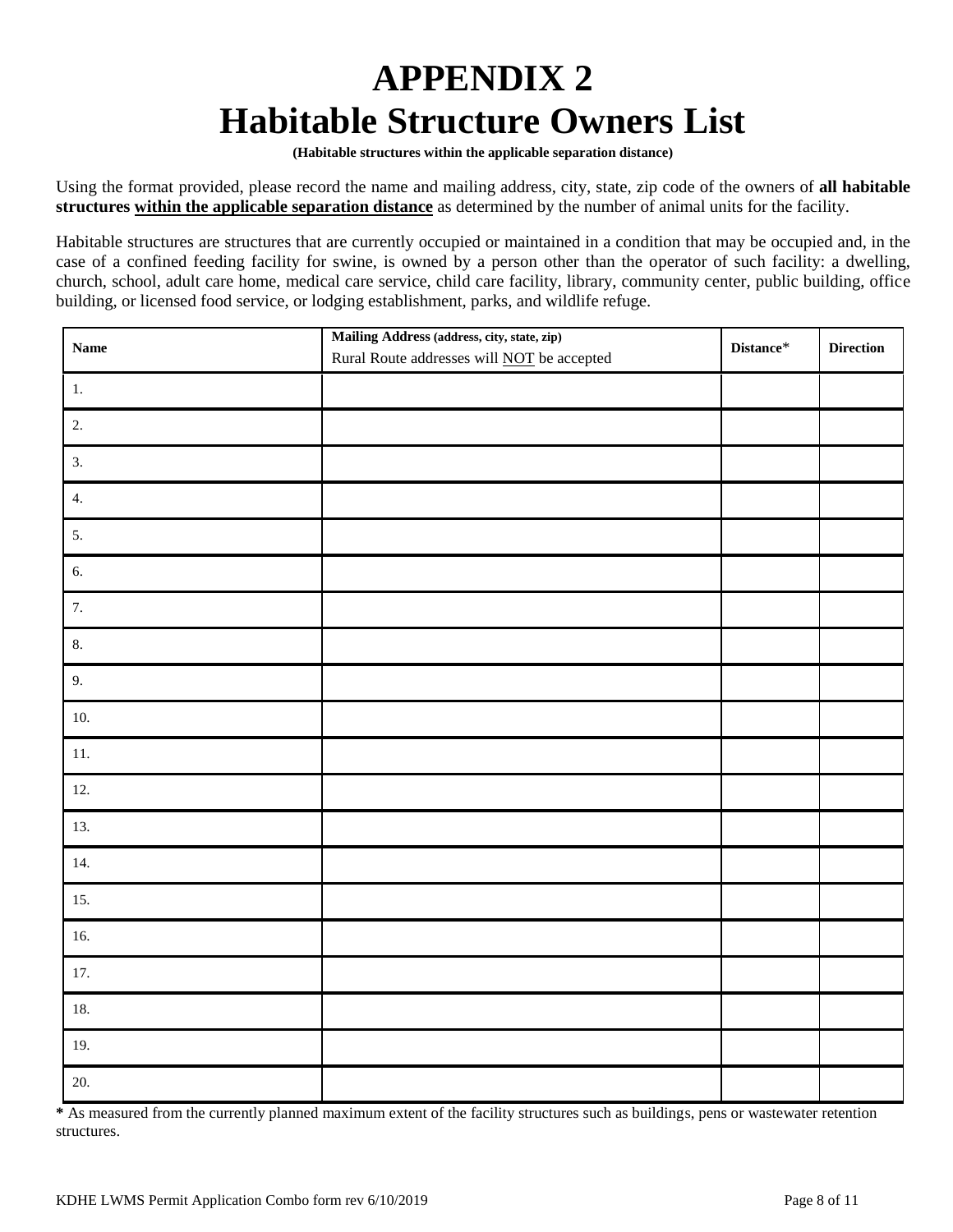# APPENDIX 2
# Habitable Structure Owners List

**(Habitable structures within the applicable separation distance)**

Using the format provided, please record the name and mailing address, city, state, zip code of the owners of **all habitable structures <u>within the applicable separation distance</u>** as determined by the number of animal units for the facility.

Habitable structures are structures that are currently occupied or maintained in a condition that may be occupied and, in the case of a confined feeding facility for swine, is owned by a person other than the operator of such facility: a dwelling, church, school, adult care home, medical care service, child care facility, library, community center, public building, office building, or licensed food service, or lodging establishment, parks, and wildlife refuge.

| **Name** | **Mailing Address (address, city, state, zip)** Rural Route addresses will <u>NOT</u> be accepted | **Distance*** | **Direction** |
|---|---|---|---|
| 1. | | | |
| 2. | | | |
| 3. | | | |
| 4. | | | |
| 5. | | | |
| 6. | | | |
| 7. | | | |
| 8. | | | |
| 9. | | | |
| 10. | | | |
| 11. | | | |
| 12. | | | |
| 13. | | | |
| 14. | | | |
| 15. | | | |
| 16. | | | |
| 17. | | | |
| 18. | | | |
| 19. | | | |
| 20. | | | |

**\*** As measured from the currently planned maximum extent of the facility structures such as buildings, pens or wastewater retention structures.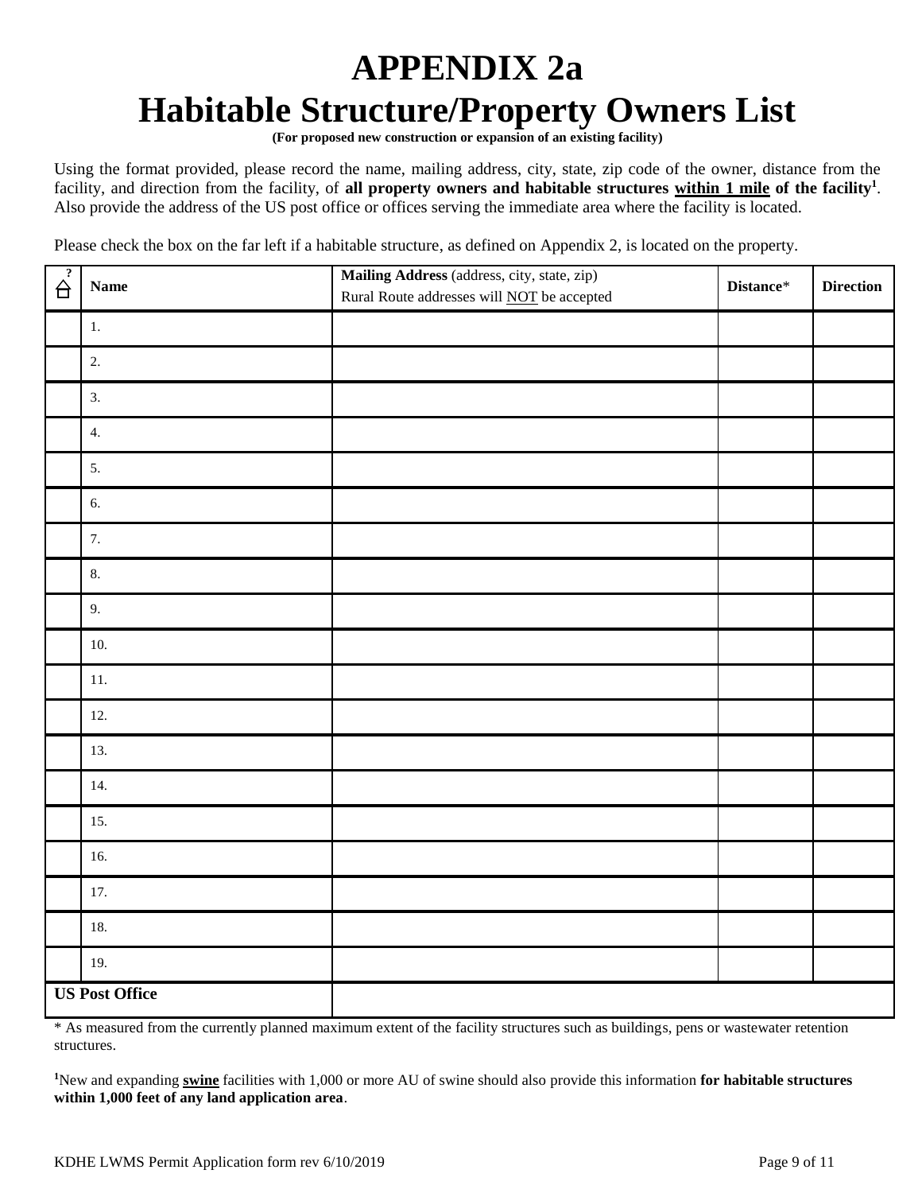# APPENDIX 2a

# Habitable Structure/Property Owners List

**(For proposed new construction or expansion of an existing facility)**

Using the format provided, please record the name, mailing address, city, state, zip code of the owner, distance from the facility, and direction from the facility, of **all property owners and habitable structures within 1 mile of the facility**[1]. Also provide the address of the US post office or offices serving the immediate area where the facility is located.

Please check the box on the far left if a habitable structure, as defined on Appendix 2, is located on the property.

| ? ⌂ | Name | **Mailing Address** (address, city, state, zip) Rural Route addresses will NOT be accepted | Distance* | Direction |
|---|---|---|---|---|
| | 1. | | | |
| | 2. | | | |
| | 3. | | | |
| | 4. | | | |
| | 5. | | | |
| | 6. | | | |
| | 7. | | | |
| | 8. | | | |
| | 9. | | | |
| | 10. | | | |
| | 11. | | | |
| | 12. | | | |
| | 13. | | | |
| | 14. | | | |
| | 15. | | | |
| | 16. | | | |
| | 17. | | | |
| | 18. | | | |
| | 19. | | | |
| **US Post Office** | | | | |

* As measured from the currently planned maximum extent of the facility structures such as buildings, pens or wastewater retention structures.

[1]New and expanding **swine** facilities with 1,000 or more AU of swine should also provide this information **for habitable structures within 1,000 feet of any land application area**.

KDHE LWMS Permit Application form rev 6/10/2019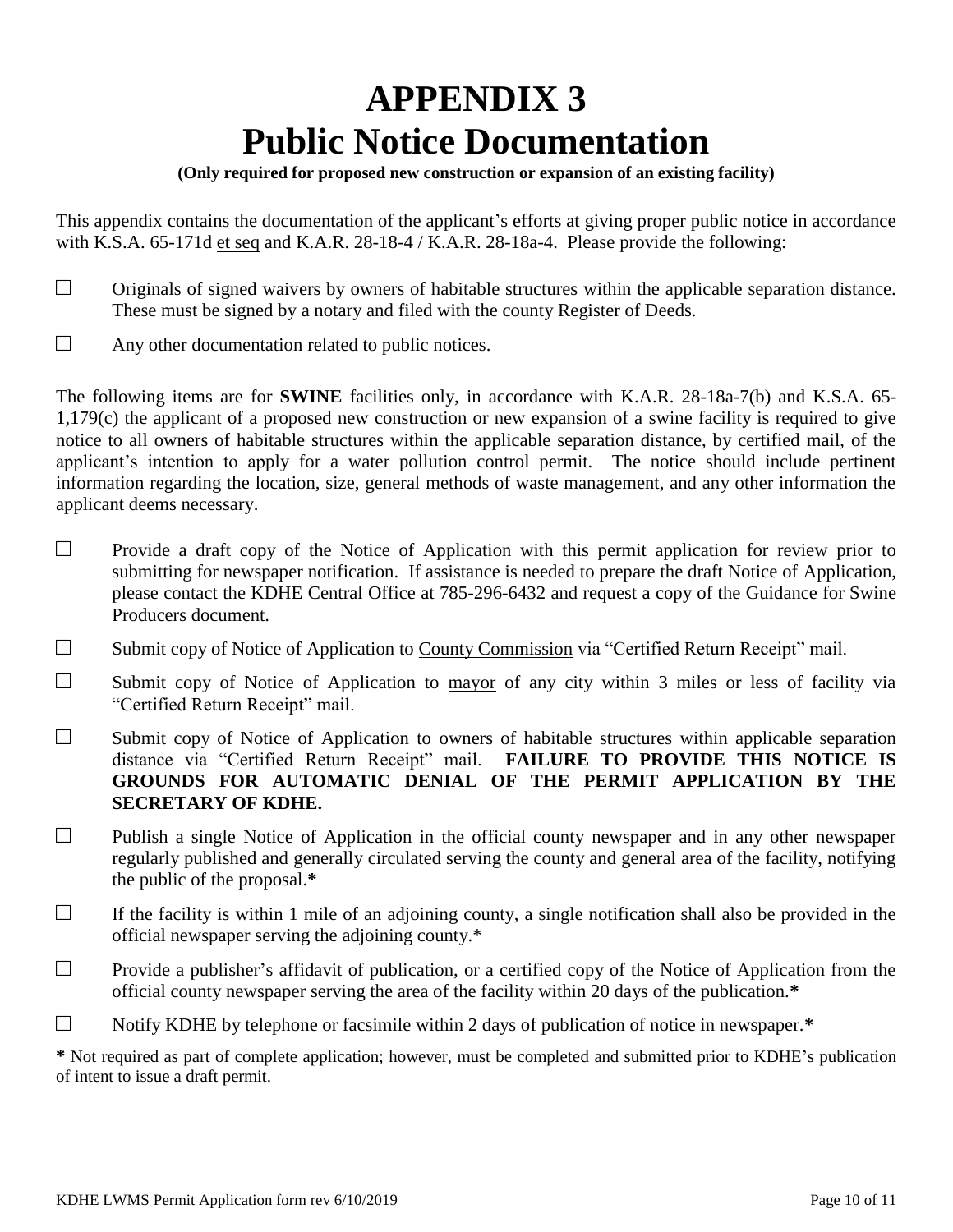# APPENDIX 3
# Public Notice Documentation

**(Only required for proposed new construction or expansion of an existing facility)**

This appendix contains the documentation of the applicant's efforts at giving proper public notice in accordance with K.S.A. 65-171d et seq and K.A.R. 28-18-4 / K.A.R. 28-18a-4. Please provide the following:

- ☐ Originals of signed waivers by owners of habitable structures within the applicable separation distance. These must be signed by a notary and filed with the county Register of Deeds.
- ☐ Any other documentation related to public notices.

The following items are for **SWINE** facilities only, in accordance with K.A.R. 28-18a-7(b) and K.S.A. 65-1,179(c) the applicant of a proposed new construction or new expansion of a swine facility is required to give notice to all owners of habitable structures within the applicable separation distance, by certified mail, of the applicant's intention to apply for a water pollution control permit. The notice should include pertinent information regarding the location, size, general methods of waste management, and any other information the applicant deems necessary.

- ☐ Provide a draft copy of the Notice of Application with this permit application for review prior to submitting for newspaper notification. If assistance is needed to prepare the draft Notice of Application, please contact the KDHE Central Office at 785-296-6432 and request a copy of the Guidance for Swine Producers document.
- ☐ Submit copy of Notice of Application to County Commission via "Certified Return Receipt" mail.
- ☐ Submit copy of Notice of Application to mayor of any city within 3 miles or less of facility via "Certified Return Receipt" mail.
- ☐ Submit copy of Notice of Application to owners of habitable structures within applicable separation distance via "Certified Return Receipt" mail. **FAILURE TO PROVIDE THIS NOTICE IS GROUNDS FOR AUTOMATIC DENIAL OF THE PERMIT APPLICATION BY THE SECRETARY OF KDHE.**
- ☐ Publish a single Notice of Application in the official county newspaper and in any other newspaper regularly published and generally circulated serving the county and general area of the facility, notifying the public of the proposal.**\***
- ☐ If the facility is within 1 mile of an adjoining county, a single notification shall also be provided in the official newspaper serving the adjoining county.*
- ☐ Provide a publisher's affidavit of publication, or a certified copy of the Notice of Application from the official county newspaper serving the area of the facility within 20 days of the publication.**\***
- ☐ Notify KDHE by telephone or facsimile within 2 days of publication of notice in newspaper.**\***

**\*** Not required as part of complete application; however, must be completed and submitted prior to KDHE's publication of intent to issue a draft permit.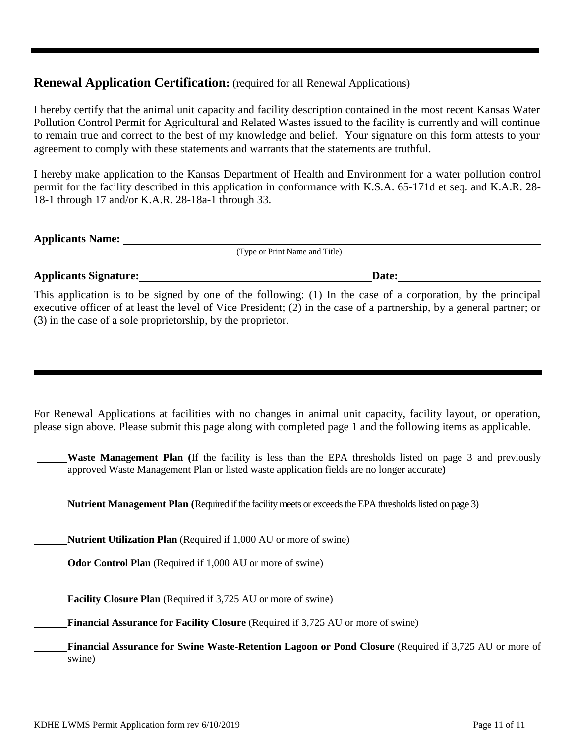---

**Renewal Application Certification:** (required for all Renewal Applications)

I hereby certify that the animal unit capacity and facility description contained in the most recent Kansas Water Pollution Control Permit for Agricultural and Related Wastes issued to the facility is currently and will continue to remain true and correct to the best of my knowledge and belief. Your signature on this form attests to your agreement to comply with these statements and warrants that the statements are truthful.

I hereby make application to the Kansas Department of Health and Environment for a water pollution control permit for the facility described in this application in conformance with K.S.A. 65-171d et seq. and K.A.R. 28-18-1 through 17 and/or K.A.R. 28-18a-1 through 33.

**Applicants Name:** ______________________________________________
(Type or Print Name and Title)

**Applicants Signature:** ______________________________ **Date:** ____________________

This application is to be signed by one of the following: (1) In the case of a corporation, by the principal executive officer of at least the level of Vice President; (2) in the case of a partnership, by a general partner; or (3) in the case of a sole proprietorship, by the proprietor.

---

For Renewal Applications at facilities with no changes in animal unit capacity, facility layout, or operation, please sign above. Please submit this page along with completed page 1 and the following items as applicable.

______ **Waste Management Plan (**If the facility is less than the EPA thresholds listed on page 3 and previously approved Waste Management Plan or listed waste application fields are no longer accurate**)**

______ **Nutrient Management Plan (**Required if the facility meets or exceeds the EPA thresholds listed on page 3)

______ **Nutrient Utilization Plan** (Required if 1,000 AU or more of swine)

______ **Odor Control Plan** (Required if 1,000 AU or more of swine)

______ **Facility Closure Plan** (Required if 3,725 AU or more of swine)

______ **Financial Assurance for Facility Closure** (Required if 3,725 AU or more of swine)

______ **Financial Assurance for Swine Waste-Retention Lagoon or Pond Closure** (Required if 3,725 AU or more of swine)

KDHE LWMS Permit Application form rev 6/10/2019